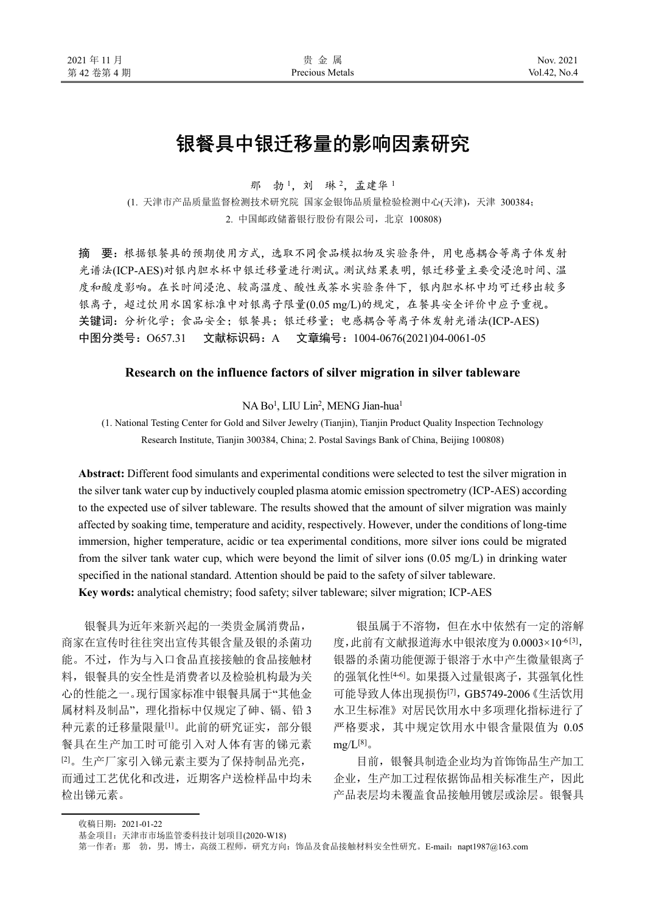# 银餐具中银迁移量的影响因素研究

那　勃[1]，刘　琳[2]，孟建华[1]

(1. 天津市产品质量监督检测技术研究院 国家金银饰品质量检验检测中心(天津)，天津 300384；2. 中国邮政储蓄银行股份有限公司，北京 100808)

**摘　要：**根据银餐具的预期使用方式，选取不同食品模拟物及实验条件，用电感耦合等离子体发射光谱法(ICP-AES)对银内胆水杯中银迁移量进行测试。测试结果表明，银迁移量主要受浸泡时间、温度和酸度影响。在长时间浸泡、较高温度、酸性或茶水实验条件下，银内胆水杯中均可迁移出较多银离子，超过饮用水国家标准中对银离子限量(0.05 mg/L)的规定，在餐具安全评价中应予重视。

**关键词：**分析化学；食品安全；银餐具；银迁移量；电感耦合等离子体发射光谱法(ICP-AES)

**中图分类号：**O657.31　　**文献标识码：**A　　**文章编号：**1004-0676(2021)04-0061-05

## Research on the influence factors of silver migration in silver tableware

NA Bo[1], LIU Lin[2], MENG Jian-hua[1]

(1. National Testing Center for Gold and Silver Jewelry (Tianjin), Tianjin Product Quality Inspection Technology Research Institute, Tianjin 300384, China; 2. Postal Savings Bank of China, Beijing 100808)

**Abstract:** Different food simulants and experimental conditions were selected to test the silver migration in the silver tank water cup by inductively coupled plasma atomic emission spectrometry (ICP-AES) according to the expected use of silver tableware. The results showed that the amount of silver migration was mainly affected by soaking time, temperature and acidity, respectively. However, under the conditions of long-time immersion, higher temperature, acidic or tea experimental conditions, more silver ions could be migrated from the silver tank water cup, which were beyond the limit of silver ions (0.05 mg/L) in drinking water specified in the national standard. Attention should be paid to the safety of silver tableware.

**Key words:** analytical chemistry; food safety; silver tableware; silver migration; ICP-AES

银餐具为近年来新兴起的一类贵金属消费品，商家在宣传时往往突出宣传其银含量及银的杀菌功能。不过，作为与入口食品直接接触的食品接触材料，银餐具的安全性是消费者以及检验机构最为关心的性能之一。现行国家标准中银餐具属于“其他金属材料及制品”，理化指标中仅规定了砷、镉、铅3种元素的迁移量限量[1]。此前的研究证实，部分银餐具在生产加工时可能引入对人体有害的锑元素[2]。生产厂家引入锑元素主要为了保持制品光亮，而通过工艺优化和改进，近期客户送检样品中均未检出锑元素。

银虽属于不溶物，但在水中依然有一定的溶解度，此前有文献报道海水中银浓度为 $0.0003\times10^{-6}$[3]，银器的杀菌功能便源于银溶于水中产生微量银离子的强氧化性[4-6]。如果摄入过量银离子，其强氧化性可能导致人体出现损伤[7]，GB5749-2006《生活饮用水卫生标准》对居民饮用水中多项理化指标进行了严格要求，其中规定饮用水中银含量限值为 0.05 mg/L[8]。

目前，银餐具制造企业均为首饰饰品生产加工企业，生产加工过程依据饰品相关标准生产，因此产品表层均未覆盖食品接触用镀层或涂层。银餐具

---

收稿日期：2021-01-22

基金项目：天津市市场监管委科技计划项目(2020-W18)

第一作者：那　勃，男，博士，高级工程师，研究方向：饰品及食品接触材料安全性研究。E-mail：napt1987@163.com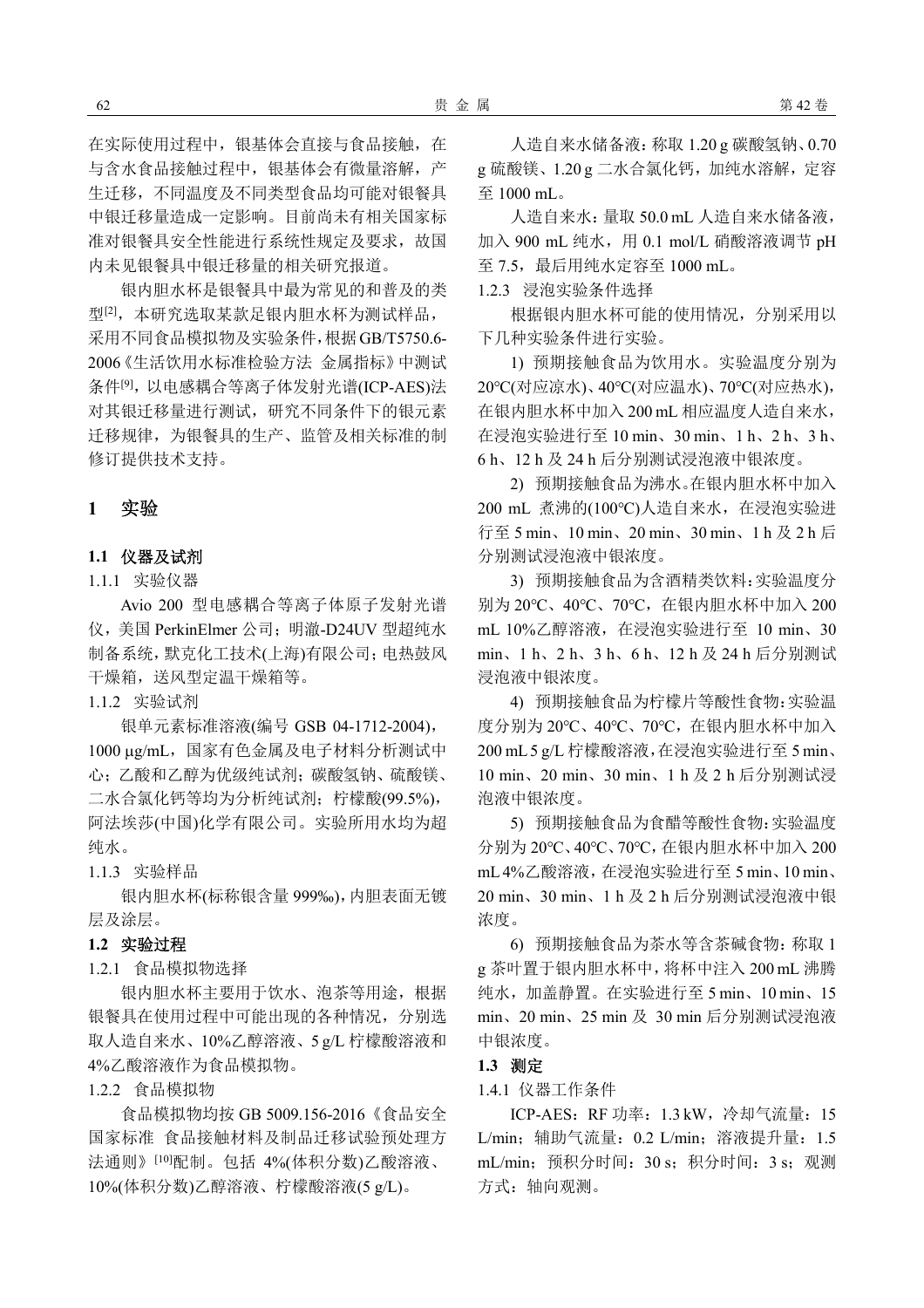在实际使用过程中，银基体会直接与食品接触，在与含水食品接触过程中，银基体会有微量溶解，产生迁移，不同温度及不同类型食品均可能对银餐具中银迁移量造成一定影响。目前尚未有相关国家标准对银餐具安全性能进行系统性规定及要求，故国内未见银餐具中银迁移量的相关研究报道。

银内胆水杯是银餐具中最为常见的和普及的类型[2]，本研究选取某款足银内胆水杯为测试样品，采用不同食品模拟物及实验条件，根据GB/T5750.6-2006《生活饮用水标准检验方法 金属指标》中测试条件[9]，以电感耦合等离子体发射光谱(ICP-AES)法对其银迁移量进行测试，研究不同条件下的银元素迁移规律，为银餐具的生产、监管及相关标准的制修订提供技术支持。

## 1 实验

### 1.1 仪器及试剂

1.1.1 实验仪器

Avio 200 型电感耦合等离子体原子发射光谱仪，美国 PerkinElmer 公司；明澈-D24UV 型超纯水制备系统，默克化工技术(上海)有限公司；电热鼓风干燥箱，送风型定温干燥箱等。

1.1.2 实验试剂

银单元素标准溶液(编号 GSB 04-1712-2004)，1000 μg/mL，国家有色金属及电子材料分析测试中心；乙酸和乙醇为优级纯试剂；碳酸氢钠、硫酸镁、二水合氯化钙等均为分析纯试剂；柠檬酸(99.5%)，阿法埃莎(中国)化学有限公司。实验所用水均为超纯水。

1.1.3 实验样品

银内胆水杯(标称银含量 999‰)，内胆表面无镀层及涂层。

### 1.2 实验过程

1.2.1 食品模拟物选择

银内胆水杯主要用于饮水、泡茶等用途，根据银餐具在使用过程中可能出现的各种情况，分别选取人造自来水、10%乙醇溶液、5 g/L 柠檬酸溶液和4%乙酸溶液作为食品模拟物。

1.2.2 食品模拟物

食品模拟物均按 GB 5009.156-2016《食品安全国家标准 食品接触材料及制品迁移试验预处理方法通则》[10]配制。包括 4%(体积分数)乙酸溶液、10%(体积分数)乙醇溶液、柠檬酸溶液(5 g/L)。

人造自来水储备液：称取 1.20 g 碳酸氢钠、0.70 g 硫酸镁、1.20 g 二水合氯化钙，加纯水溶解，定容至 1000 mL。

人造自来水：量取 50.0 mL 人造自来水储备液，加入 900 mL 纯水，用 0.1 mol/L 硝酸溶液调节 pH 至 7.5，最后用纯水定容至 1000 mL。

1.2.3 浸泡实验条件选择

根据银内胆水杯可能的使用情况，分别采用以下几种实验条件进行实验。

1) 预期接触食品为饮用水。实验温度分别为 20℃(对应凉水)、40℃(对应温水)、70℃(对应热水)，在银内胆水杯中加入 200 mL 相应温度人造自来水，在浸泡实验进行至 10 min、30 min、1 h、2 h、3 h、6 h、12 h 及 24 h 后分别测试浸泡液中银浓度。

2) 预期接触食品为沸水。在银内胆水杯中加入 200 mL 煮沸的(100℃)人造自来水，在浸泡实验进行至 5 min、10 min、20 min、30 min、1 h 及 2 h 后分别测试浸泡液中银浓度。

3) 预期接触食品为含酒精类饮料：实验温度分别为 20℃、40℃、70℃，在银内胆水杯中加入 200 mL 10%乙醇溶液，在浸泡实验进行至 10 min、30 min、1 h、2 h、3 h、6 h、12 h 及 24 h 后分别测试浸泡液中银浓度。

4) 预期接触食品为柠檬片等酸性食物：实验温度分别为 20℃、40℃、70℃，在银内胆水杯中加入 200 mL 5 g/L 柠檬酸溶液，在浸泡实验进行至 5 min、10 min、20 min、30 min、1 h 及 2 h 后分别测试浸泡液中银浓度。

5) 预期接触食品为食醋等酸性食物：实验温度分别为 20℃、40℃、70℃，在银内胆水杯中加入 200 mL 4%乙酸溶液，在浸泡实验进行至 5 min、10 min、20 min、30 min、1 h 及 2 h 后分别测试浸泡液中银浓度。

6) 预期接触食品为茶水等含茶碱食物：称取 1 g 茶叶置于银内胆水杯中，将杯中注入 200 mL 沸腾纯水，加盖静置。在实验进行至 5 min、10 min、15 min、20 min、25 min 及 30 min 后分别测试浸泡液中银浓度。

### 1.3 测定

1.4.1 仪器工作条件

ICP-AES：RF 功率：1.3 kW，冷却气流量：15 L/min；辅助气流量：0.2 L/min；溶液提升量：1.5 mL/min；预积分时间：30 s；积分时间：3 s；观测方式：轴向观测。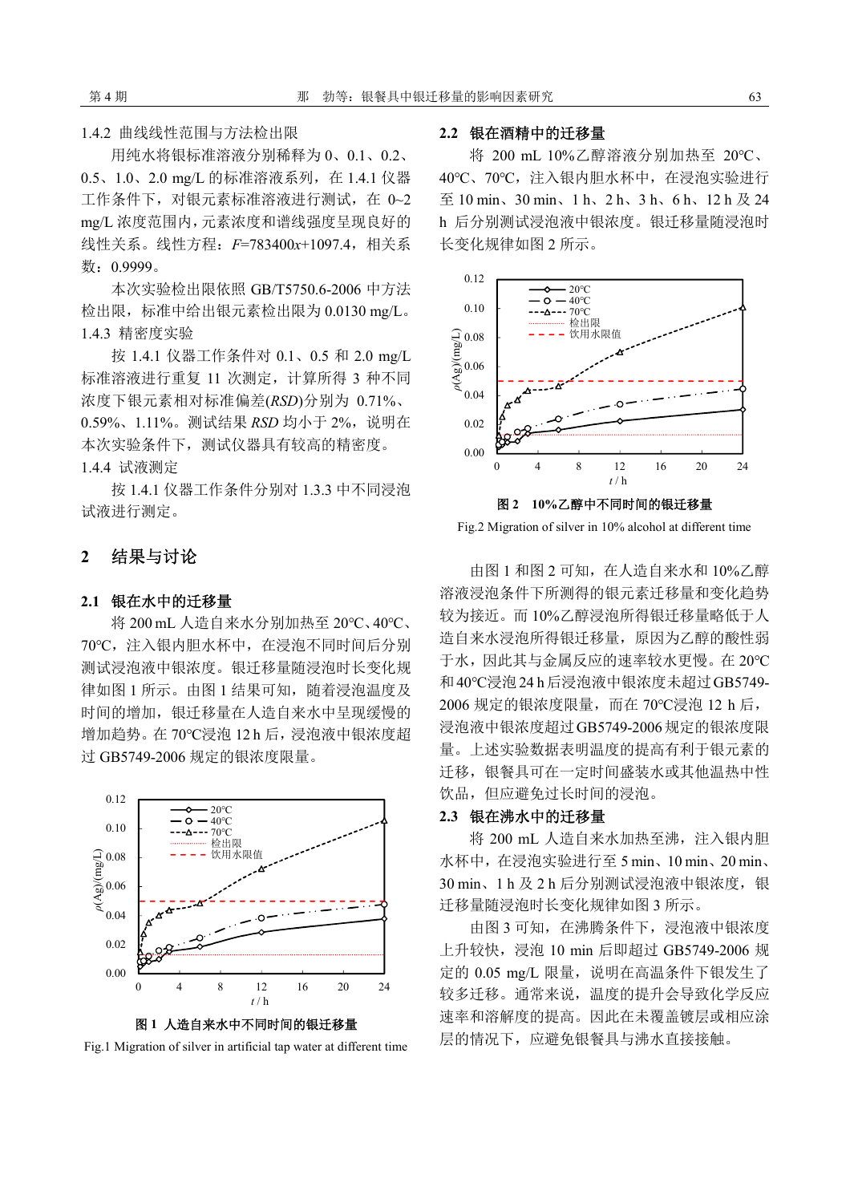1.4.2 曲线线性范围与方法检出限

用纯水将银标准溶液分别稀释为 0、0.1、0.2、0.5、1.0、2.0 mg/L 的标准溶液系列，在 1.4.1 仪器工作条件下，对银元素标准溶液进行测试，在 0~2 mg/L 浓度范围内，元素浓度和谱线强度呈现良好的线性关系。线性方程：$F$=783400$x$+1097.4，相关系数：0.9999。

本次实验检出限依照 GB/T5750.6-2006 中方法检出限，标准中给出银元素检出限为 0.0130 mg/L。

1.4.3 精密度实验

按 1.4.1 仪器工作条件对 0.1、0.5 和 2.0 mg/L 标准溶液进行重复 11 次测定，计算所得 3 种不同浓度下银元素相对标准偏差(*RSD*)分别为 0.71%、0.59%、1.11%。测试结果 *RSD* 均小于 2%，说明在本次实验条件下，测试仪器具有较高的精密度。

1.4.4 试液测定

按 1.4.1 仪器工作条件分别对 1.3.3 中不同浸泡试液进行测定。

## 2 结果与讨论

### 2.1 银在水中的迁移量

将 200 mL 人造自来水分别加热至 20℃、40℃、70℃，注入银内胆水杯中，在浸泡不同时间后分别测试浸泡液中银浓度。银迁移量随浸泡时长变化规律如图 1 所示。由图 1 结果可知，随着浸泡温度及时间的增加，银迁移量在人造自来水中呈现缓慢的增加趋势。在 70℃浸泡 12 h 后，浸泡液中银浓度超过 GB5749-2006 规定的银浓度限量。

**图 1 人造自来水中不同时间的银迁移量**

Fig.1 Migration of silver in artificial tap water at different time

### 2.2 银在酒精中的迁移量

将 200 mL 10%乙醇溶液分别加热至 20℃、40℃、70℃，注入银内胆水杯中，在浸泡实验进行至 10 min、30 min、1 h、2 h、3 h、6 h、12 h 及 24 h 后分别测试浸泡液中银浓度。银迁移量随浸泡时长变化规律如图 2 所示。

**图 2 10%乙醇中不同时间的银迁移量**

Fig.2 Migration of silver in 10% alcohol at different time

由图 1 和图 2 可知，在人造自来水和 10%乙醇溶液浸泡条件下所测得的银元素迁移量和变化趋势较为接近。而 10%乙醇浸泡所得银迁移量略低于人造自来水浸泡所得银迁移量，原因为乙醇的酸性弱于水，因此其与金属反应的速率较水更慢。在 20℃和 40℃浸泡 24 h 后浸泡液中银浓度未超过 GB5749-2006 规定的银浓度限量，而在 70℃浸泡 12 h 后，浸泡液中银浓度超过 GB5749-2006 规定的银浓度限量。上述实验数据表明温度的提高有利于银元素的迁移，银餐具可在一定时间盛装水或其他温热中性饮品，但应避免过长时间的浸泡。

### 2.3 银在沸水中的迁移量

将 200 mL 人造自来水加热至沸，注入银内胆水杯中，在浸泡实验进行至 5 min、10 min、20 min、30 min、1 h 及 2 h 后分别测试浸泡液中银浓度，银迁移量随浸泡时长变化规律如图 3 所示。

由图 3 可知，在沸腾条件下，浸泡液中银浓度上升较快，浸泡 10 min 后即超过 GB5749-2006 规定的 0.05 mg/L 限量，说明在高温条件下银发生了较多迁移。通常来说，温度的提升会导致化学反应速率和溶解度的提高。因此在未覆盖镀层或相应涂层的情况下，应避免银餐具与沸水直接接触。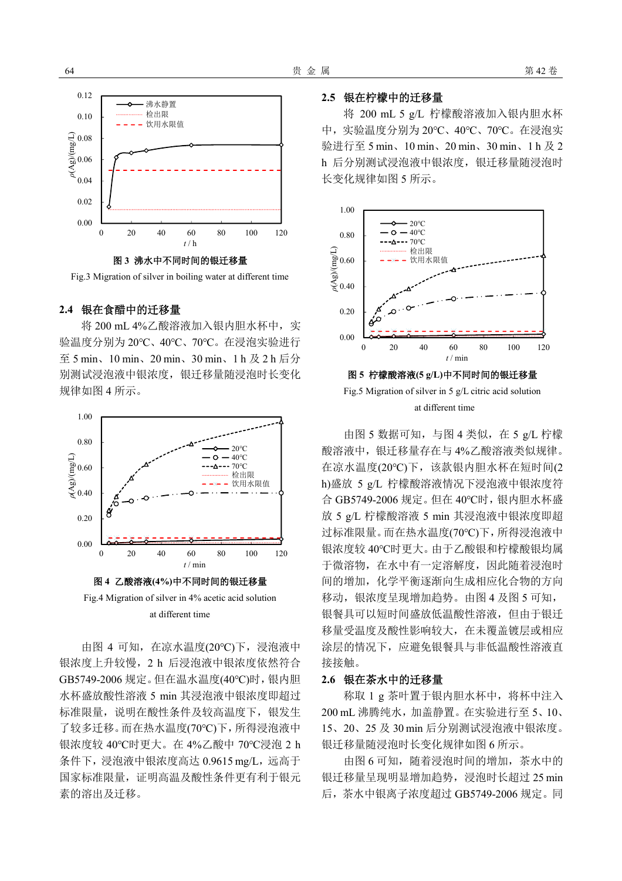图 3 沸水中不同时间的银迁移量

Fig.3 Migration of silver in boiling water at different time

## 2.4 银在食醋中的迁移量

将 200 mL 4%乙酸溶液加入银内胆水杯中，实验温度分别为 20℃、40℃、70℃。在浸泡实验进行至 5 min、10 min、20 min、30 min、1 h 及 2 h 后分别测试浸泡液中银浓度，银迁移量随浸泡时长变化规律如图 4 所示。

图 4 乙酸溶液(4%)中不同时间的银迁移量

Fig.4 Migration of silver in 4% acetic acid solution at different time

由图 4 可知，在凉水温度(20℃)下，浸泡液中银浓度上升较慢，2 h 后浸泡液中银浓度依然符合 GB5749-2006 规定。但在温水温度(40℃)时，银内胆水杯盛放酸性溶液 5 min 其浸泡液中银浓度即超过标准限量，说明在酸性条件及较高温度下，银发生了较多迁移。而在热水温度(70℃)下，所得浸泡液中银浓度较 40℃时更大。在 4%乙酸中 70℃浸泡 2 h 条件下，浸泡液中银浓度高达 0.9615 mg/L，远高于国家标准限量，证明高温及酸性条件更有利于银元素的溶出及迁移。

## 2.5 银在柠檬中的迁移量

将 200 mL 5 g/L 柠檬酸溶液加入银内胆水杯中，实验温度分别为 20℃、40℃、70℃。在浸泡实验进行至 5 min、10 min、20 min、30 min、1 h 及 2 h 后分别测试浸泡液中银浓度，银迁移量随浸泡时长变化规律如图 5 所示。

图 5 柠檬酸溶液(5 g/L)中不同时间的银迁移量

Fig.5 Migration of silver in 5 g/L citric acid solution at different time

由图 5 数据可知，与图 4 类似，在 5 g/L 柠檬酸溶液中，银迁移量存在与 4%乙酸溶液类似规律。在凉水温度(20℃)下，该款银内胆水杯在短时间(2 h)盛放 5 g/L 柠檬酸溶液情况下浸泡液中银浓度符合 GB5749-2006 规定。但在 40℃时，银内胆水杯盛放 5 g/L 柠檬酸溶液 5 min 其浸泡液中银浓度即超过标准限量。而在热水温度(70℃)下，所得浸泡液中银浓度较 40℃时更大。由于乙酸银和柠檬酸银均属于微溶物，在水中有一定溶解度，因此随着浸泡时间的增加，化学平衡逐渐向生成相应化合物的方向移动，银浓度呈现增加趋势。由图 4 及图 5 可知，银餐具可以短时间盛放低温酸性溶液，但由于银迁移量受温度及酸性影响较大，在未覆盖镀层或相应涂层的情况下，应避免银餐具与非低温酸性溶液直接接触。

## 2.6 银在茶水中的迁移量

称取 1 g 茶叶置于银内胆水杯中，将杯中注入 200 mL 沸腾纯水，加盖静置。在实验进行至 5、10、15、20、25 及 30 min 后分别测试浸泡液中银浓度。银迁移量随浸泡时长变化规律如图 6 所示。

由图 6 可知，随着浸泡时间的增加，茶水中的银迁移量呈现明显增加趋势，浸泡时长超过 25 min 后，茶水中银离子浓度超过 GB5749-2006 规定。同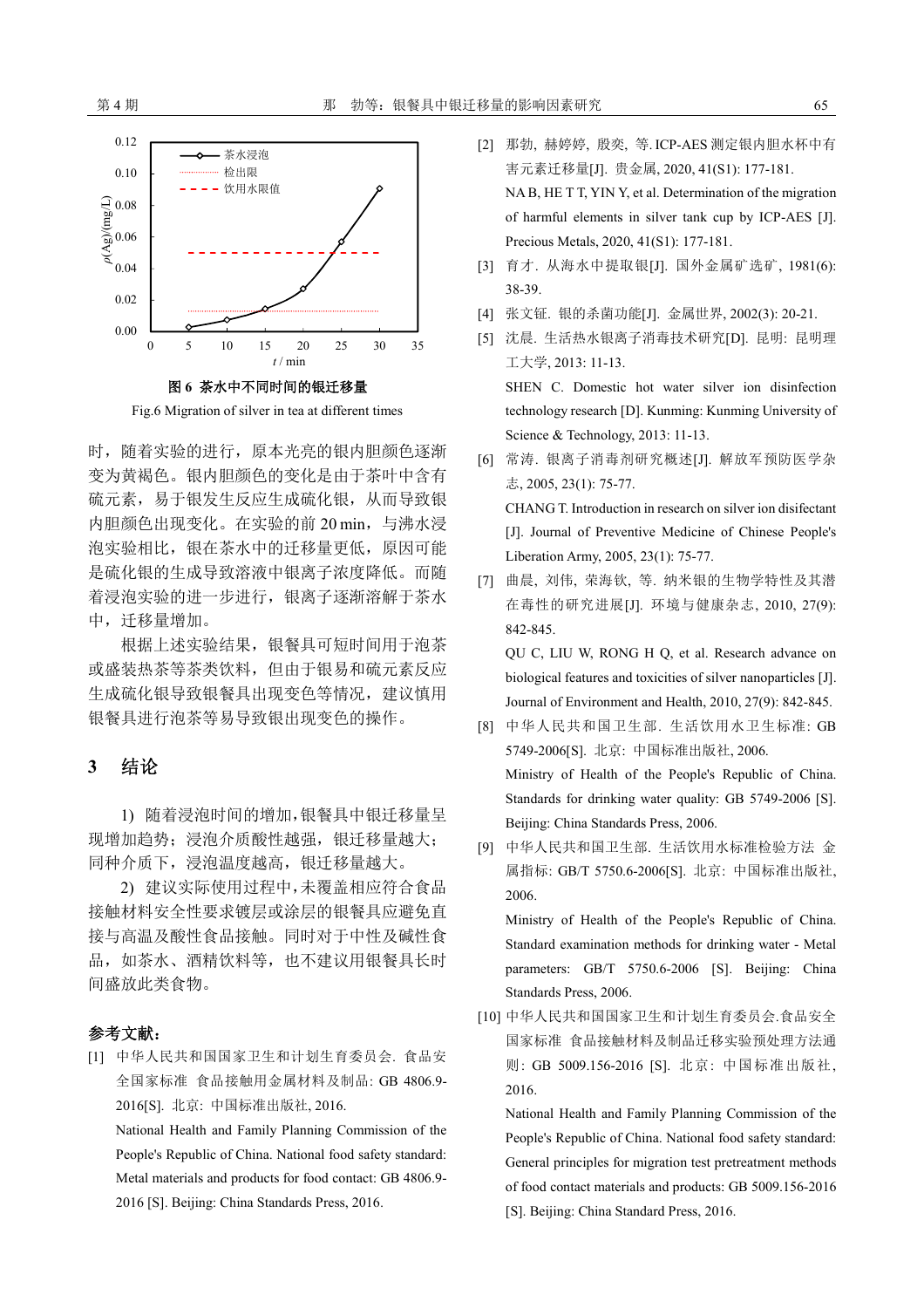0.12
0.10
0.08
0.06
0.04
0.02
0.00
$\rho(Ag)/(mg/L)$
0 5 10 15 20 25 30 35
$t$ / min
茶水浸泡
检出限
饮用水限值

**图 6 茶水中不同时间的银迁移量**

Fig.6 Migration of silver in tea at different times

时，随着实验的进行，原本光亮的银内胆颜色逐渐变为黄褐色。银内胆颜色的变化是由于茶叶中含有硫元素，易于银发生反应生成硫化银，从而导致银内胆颜色出现变化。在实验的前 20 min，与沸水浸泡实验相比，银在茶水中的迁移量更低，原因可能是硫化银的生成导致溶液中银离子浓度降低。而随着浸泡实验的进一步进行，银离子逐渐溶解于茶水中，迁移量增加。

根据上述实验结果，银餐具可短时间用于泡茶或盛装热茶等茶类饮料，但由于银易和硫元素反应生成硫化银导致银餐具出现变色等情况，建议慎用银餐具进行泡茶等易导致银出现变色的操作。

## 3 结论

1) 随着浸泡时间的增加，银餐具中银迁移量呈现增加趋势；浸泡介质酸性越强，银迁移量越大；同种介质下，浸泡温度越高，银迁移量越大。

2) 建议实际使用过程中，未覆盖相应符合食品接触材料安全性要求镀层或涂层的银餐具应避免直接与高温及酸性食品接触。同时对于中性及碱性食品，如茶水、酒精饮料等，也不建议用银餐具长时间盛放此类食物。

**参考文献：**

[1] 中华人民共和国国家卫生和计划生育委员会. 食品安全国家标准 食品接触用金属材料及制品: GB 4806.9-2016[S]. 北京: 中国标准出版社, 2016.
National Health and Family Planning Commission of the People's Republic of China. National food safety standard: Metal materials and products for food contact: GB 4806.9-2016 [S]. Beijing: China Standards Press, 2016.

[2] 那勃, 赫婷婷, 殷奕, 等. ICP-AES 测定银内胆水杯中有害元素迁移量[J]. 贵金属, 2020, 41(S1): 177-181.
NA B, HE T T, YIN Y, et al. Determination of the migration of harmful elements in silver tank cup by ICP-AES [J]. Precious Metals, 2020, 41(S1): 177-181.

[3] 育才. 从海水中提取银[J]. 国外金属矿选矿, 1981(6): 38-39.

[4] 张文钲. 银的杀菌功能[J]. 金属世界, 2002(3): 20-21.

[5] 沈晨. 生活热水银离子消毒技术研究[D]. 昆明: 昆明理工大学, 2013: 11-13.
SHEN C. Domestic hot water silver ion disinfection technology research [D]. Kunming: Kunming University of Science & Technology, 2013: 11-13.

[6] 常涛. 银离子消毒剂研究概述[J]. 解放军预防医学杂志, 2005, 23(1): 75-77.
CHANG T. Introduction in research on silver ion disifectant [J]. Journal of Preventive Medicine of Chinese People's Liberation Army, 2005, 23(1): 75-77.

[7] 曲晨, 刘伟, 荣海钦, 等. 纳米银的生物学特性及其潜在毒性的研究进展[J]. 环境与健康杂志, 2010, 27(9): 842-845.
QU C, LIU W, RONG H Q, et al. Research advance on biological features and toxicities of silver nanoparticles [J]. Journal of Environment and Health, 2010, 27(9): 842-845.

[8] 中华人民共和国卫生部. 生活饮用水卫生标准: GB 5749-2006[S]. 北京: 中国标准出版社, 2006.
Ministry of Health of the People's Republic of China. Standards for drinking water quality: GB 5749-2006 [S]. Beijing: China Standards Press, 2006.

[9] 中华人民共和国卫生部. 生活饮用水标准检验方法 金属指标: GB/T 5750.6-2006[S]. 北京: 中国标准出版社, 2006.
Ministry of Health of the People's Republic of China. Standard examination methods for drinking water - Metal parameters: GB/T 5750.6-2006 [S]. Beijing: China Standards Press, 2006.

[10] 中华人民共和国国家卫生和计划生育委员会.食品安全国家标准 食品接触材料及制品迁移实验预处理方法通则: GB 5009.156-2016 [S]. 北京: 中国标准出版社, 2016.
National Health and Family Planning Commission of the People's Republic of China. National food safety standard: General principles for migration test pretreatment methods of food contact materials and products: GB 5009.156-2016 [S]. Beijing: China Standard Press, 2016.